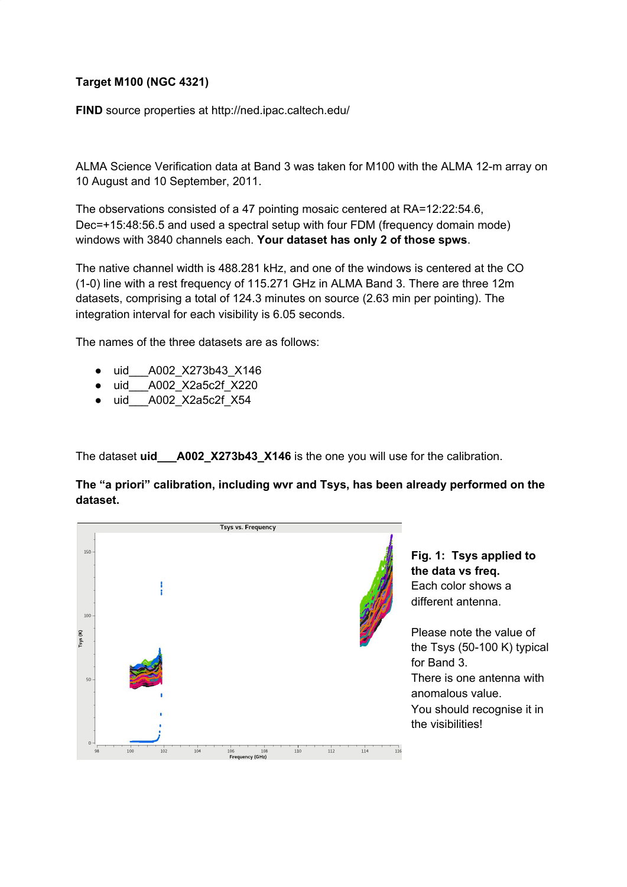**Target M100 (NGC 4321)**

**FIND** source properties at http://ned.ipac.caltech.edu/

ALMA Science Verification data at Band 3 was taken for M100 with the ALMA 12-m array on 10 August and 10 September, 2011.

The observations consisted of a 47 pointing mosaic centered at RA=12:22:54.6, Dec=+15:48:56.5 and used a spectral setup with four FDM (frequency domain mode) windows with 3840 channels each. **Your dataset has only 2 of those spws**.

The native channel width is 488.281 kHz, and one of the windows is centered at the CO (1-0) line with a rest frequency of 115.271 GHz in ALMA Band 3. There are three 12m datasets, comprising a total of 124.3 minutes on source (2.63 min per pointing). The integration interval for each visibility is 6.05 seconds.

The names of the three datasets are as follows:

- uid___A002_X273b43_X146
- uid___A002_X2a5c2f_X220
- uid___A002_X2a5c2f_X54

The dataset **uid___A002_X273b43_X146** is the one you will use for the calibration.

**The "a priori" calibration, including wvr and Tsys, has been already performed on the dataset.**

**Fig. 1: Tsys applied to the data vs freq.**
Each color shows a different antenna.

Please note the value of the Tsys (50-100 K) typical for Band 3.
There is one antenna with anomalous value.
You should recognise it in the visibilities!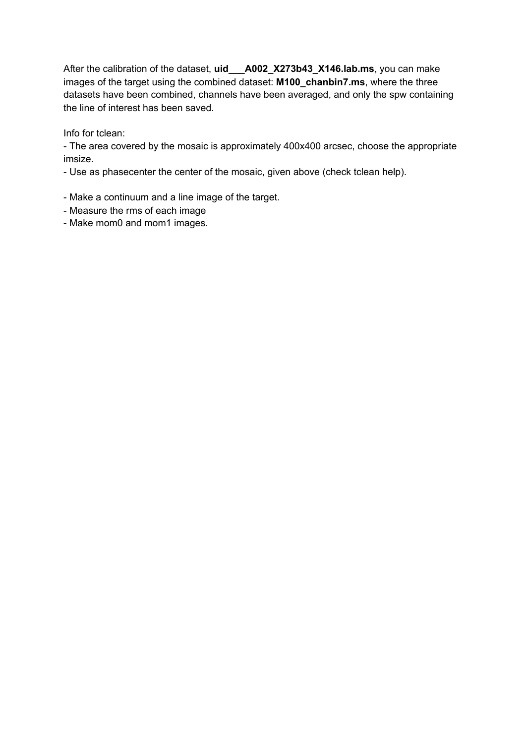After the calibration of the dataset, **uid___A002_X273b43_X146.lab.ms**, you can make images of the target using the combined dataset: **M100_chanbin7.ms**, where the three datasets have been combined, channels have been averaged, and only the spw containing the line of interest has been saved.

Info for tclean:
- The area covered by the mosaic is approximately 400x400 arcsec, choose the appropriate imsize.
- Use as phasecenter the center of the mosaic, given above (check tclean help).

- Make a continuum and a line image of the target.
- Measure the rms of each image
- Make mom0 and mom1 images.